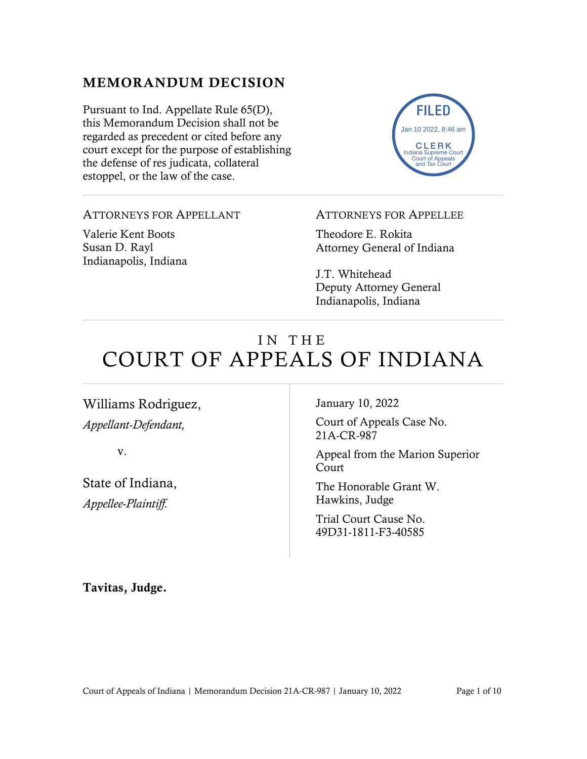## MEMORANDUM DECISION

Pursuant to Ind. Appellate Rule 65(D), this Memorandum Decision shall not be regarded as precedent or cited before any court except for the purpose of establishing the defense of res judicata, collateral estoppel, or the law of the case.

FILED
Jan 10 2022, 8:46 am
CLERK
Indiana Supreme Court
Court of Appeals
and Tax Court

---

ATTORNEYS FOR APPELLANT

Valerie Kent Boots
Susan D. Rayl
Indianapolis, Indiana

ATTORNEYS FOR APPELLEE

Theodore E. Rokita
Attorney General of Indiana

J.T. Whitehead
Deputy Attorney General
Indianapolis, Indiana

---

# IN THE COURT OF APPEALS OF INDIANA

---

Williams Rodriguez,
*Appellant-Defendant,*

v.

State of Indiana,
*Appellee-Plaintiff.*

January 10, 2022

Court of Appeals Case No. 21A-CR-987

Appeal from the Marion Superior Court

The Honorable Grant W. Hawkins, Judge

Trial Court Cause No. 49D31-1811-F3-40585

**Tavitas, Judge.**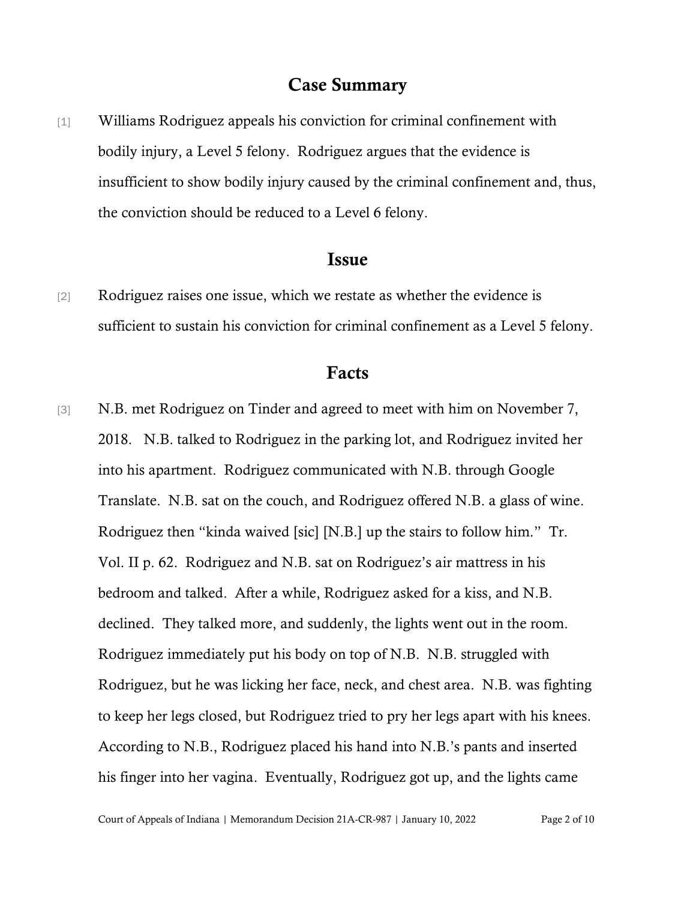## Case Summary

[1] Williams Rodriguez appeals his conviction for criminal confinement with bodily injury, a Level 5 felony. Rodriguez argues that the evidence is insufficient to show bodily injury caused by the criminal confinement and, thus, the conviction should be reduced to a Level 6 felony.

## Issue

[2] Rodriguez raises one issue, which we restate as whether the evidence is sufficient to sustain his conviction for criminal confinement as a Level 5 felony.

## Facts

[3] N.B. met Rodriguez on Tinder and agreed to meet with him on November 7, 2018. N.B. talked to Rodriguez in the parking lot, and Rodriguez invited her into his apartment. Rodriguez communicated with N.B. through Google Translate. N.B. sat on the couch, and Rodriguez offered N.B. a glass of wine. Rodriguez then "kinda waived [sic] [N.B.] up the stairs to follow him." Tr. Vol. II p. 62. Rodriguez and N.B. sat on Rodriguez's air mattress in his bedroom and talked. After a while, Rodriguez asked for a kiss, and N.B. declined. They talked more, and suddenly, the lights went out in the room. Rodriguez immediately put his body on top of N.B. N.B. struggled with Rodriguez, but he was licking her face, neck, and chest area. N.B. was fighting to keep her legs closed, but Rodriguez tried to pry her legs apart with his knees. According to N.B., Rodriguez placed his hand into N.B.'s pants and inserted his finger into her vagina. Eventually, Rodriguez got up, and the lights came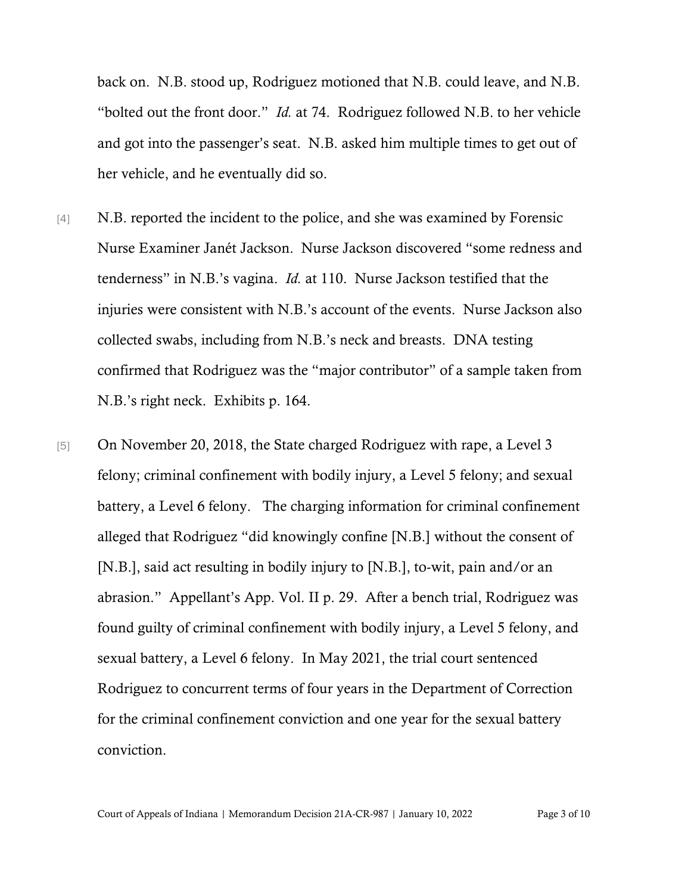back on. N.B. stood up, Rodriguez motioned that N.B. could leave, and N.B. "bolted out the front door." *Id.* at 74. Rodriguez followed N.B. to her vehicle and got into the passenger's seat. N.B. asked him multiple times to get out of her vehicle, and he eventually did so.

[4] N.B. reported the incident to the police, and she was examined by Forensic Nurse Examiner Janét Jackson. Nurse Jackson discovered "some redness and tenderness" in N.B.'s vagina. *Id.* at 110. Nurse Jackson testified that the injuries were consistent with N.B.'s account of the events. Nurse Jackson also collected swabs, including from N.B.'s neck and breasts. DNA testing confirmed that Rodriguez was the "major contributor" of a sample taken from N.B.'s right neck. Exhibits p. 164.

[5] On November 20, 2018, the State charged Rodriguez with rape, a Level 3 felony; criminal confinement with bodily injury, a Level 5 felony; and sexual battery, a Level 6 felony. The charging information for criminal confinement alleged that Rodriguez "did knowingly confine [N.B.] without the consent of [N.B.], said act resulting in bodily injury to [N.B.], to-wit, pain and/or an abrasion." Appellant's App. Vol. II p. 29. After a bench trial, Rodriguez was found guilty of criminal confinement with bodily injury, a Level 5 felony, and sexual battery, a Level 6 felony. In May 2021, the trial court sentenced Rodriguez to concurrent terms of four years in the Department of Correction for the criminal confinement conviction and one year for the sexual battery conviction.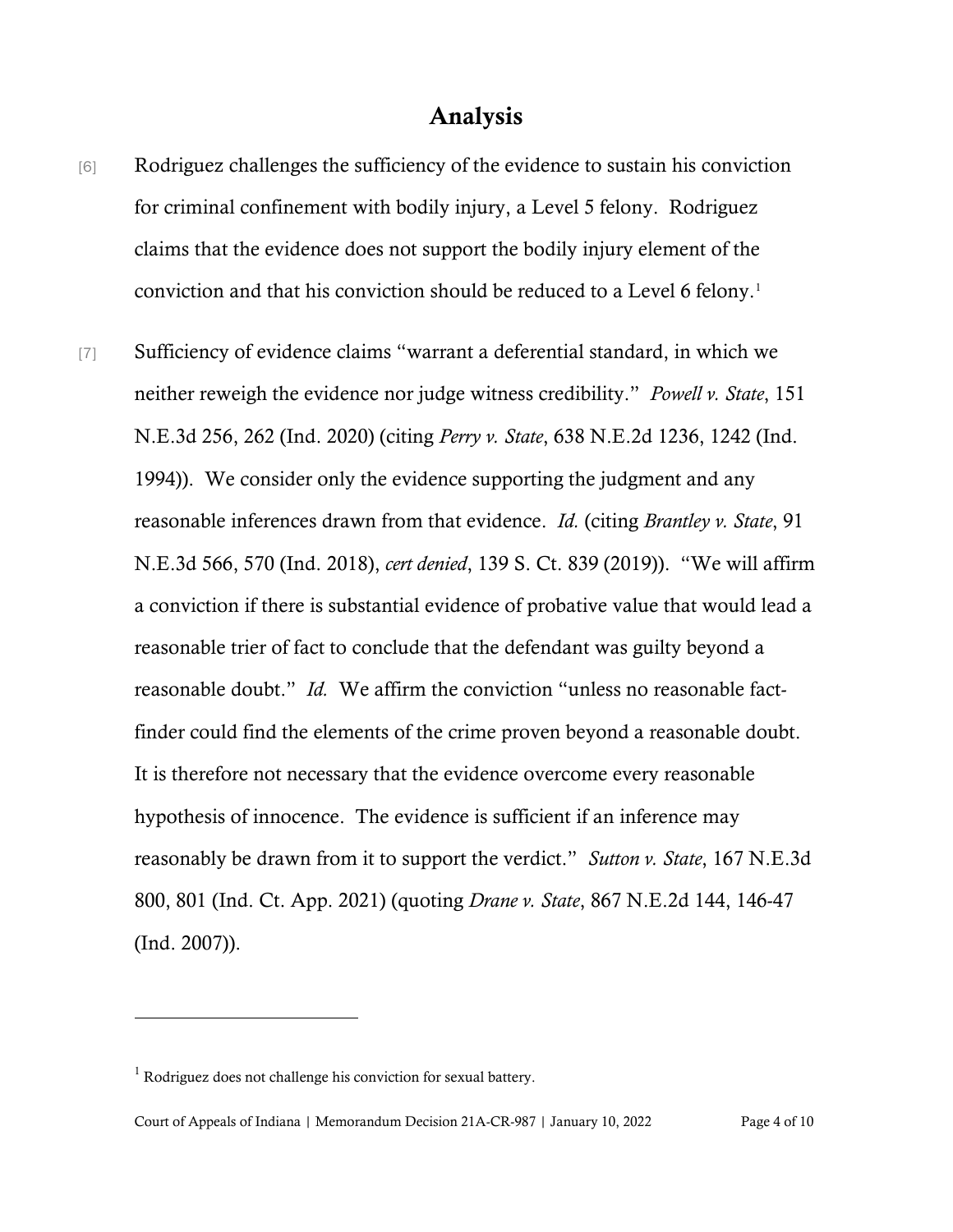## Analysis

[6] Rodriguez challenges the sufficiency of the evidence to sustain his conviction for criminal confinement with bodily injury, a Level 5 felony. Rodriguez claims that the evidence does not support the bodily injury element of the conviction and that his conviction should be reduced to a Level 6 felony.[1]

[7] Sufficiency of evidence claims "warrant a deferential standard, in which we neither reweigh the evidence nor judge witness credibility." *Powell v. State*, 151 N.E.3d 256, 262 (Ind. 2020) (citing *Perry v. State*, 638 N.E.2d 1236, 1242 (Ind. 1994)). We consider only the evidence supporting the judgment and any reasonable inferences drawn from that evidence. *Id.* (citing *Brantley v. State*, 91 N.E.3d 566, 570 (Ind. 2018), *cert denied*, 139 S. Ct. 839 (2019)). "We will affirm a conviction if there is substantial evidence of probative value that would lead a reasonable trier of fact to conclude that the defendant was guilty beyond a reasonable doubt." *Id.* We affirm the conviction "unless no reasonable fact-finder could find the elements of the crime proven beyond a reasonable doubt. It is therefore not necessary that the evidence overcome every reasonable hypothesis of innocence. The evidence is sufficient if an inference may reasonably be drawn from it to support the verdict." *Sutton v. State*, 167 N.E.3d 800, 801 (Ind. Ct. App. 2021) (quoting *Drane v. State*, 867 N.E.2d 144, 146-47 (Ind. 2007)).

---

[1] Rodriguez does not challenge his conviction for sexual battery.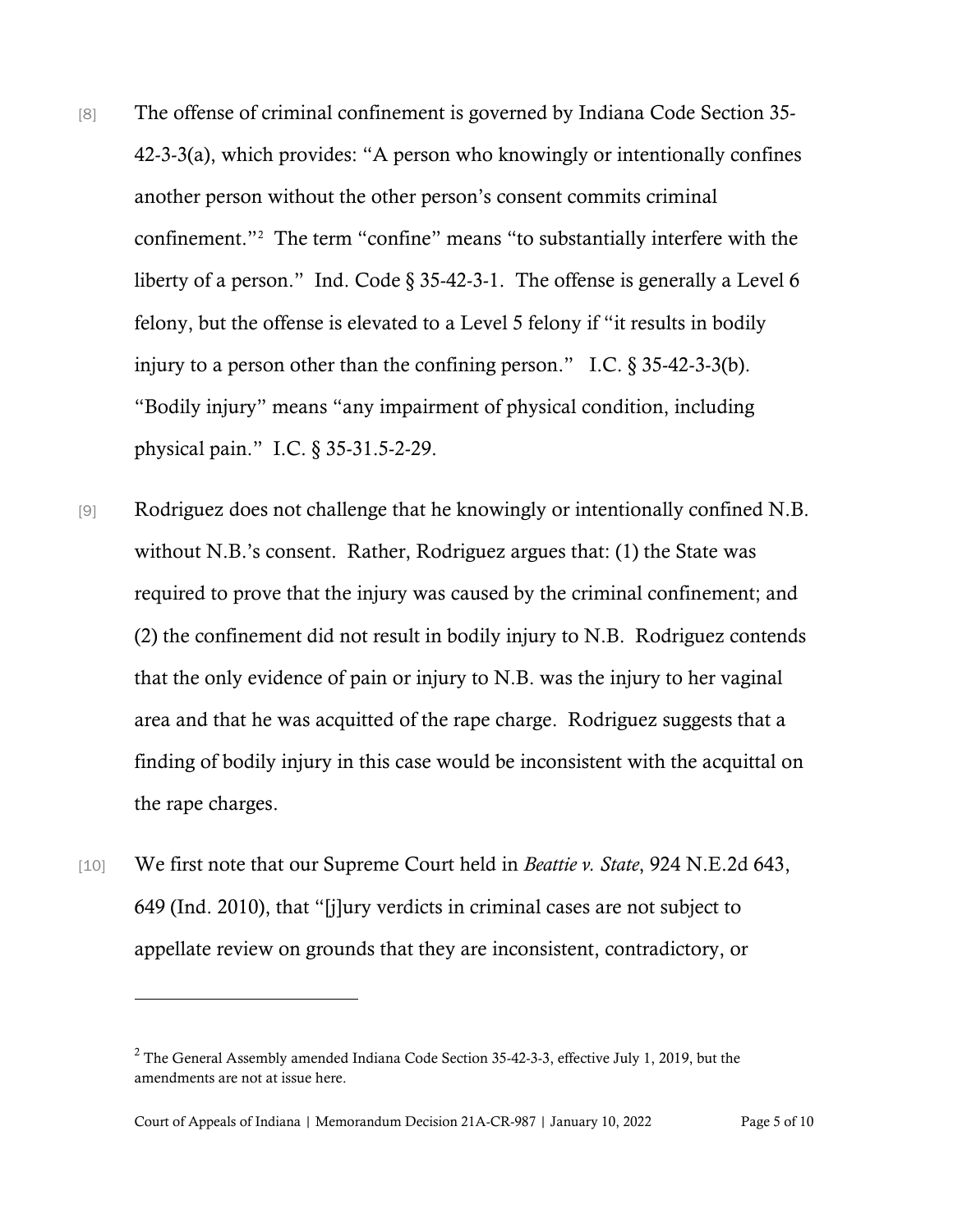[8] The offense of criminal confinement is governed by Indiana Code Section 35-42-3-3(a), which provides: "A person who knowingly or intentionally confines another person without the other person's consent commits criminal confinement."[2] The term "confine" means "to substantially interfere with the liberty of a person." Ind. Code § 35-42-3-1. The offense is generally a Level 6 felony, but the offense is elevated to a Level 5 felony if "it results in bodily injury to a person other than the confining person." I.C. § 35-42-3-3(b). "Bodily injury" means "any impairment of physical condition, including physical pain." I.C. § 35-31.5-2-29.

[9] Rodriguez does not challenge that he knowingly or intentionally confined N.B. without N.B.'s consent. Rather, Rodriguez argues that: (1) the State was required to prove that the injury was caused by the criminal confinement; and (2) the confinement did not result in bodily injury to N.B. Rodriguez contends that the only evidence of pain or injury to N.B. was the injury to her vaginal area and that he was acquitted of the rape charge. Rodriguez suggests that a finding of bodily injury in this case would be inconsistent with the acquittal on the rape charges.

[10] We first note that our Supreme Court held in *Beattie v. State*, 924 N.E.2d 643, 649 (Ind. 2010), that "[j]ury verdicts in criminal cases are not subject to appellate review on grounds that they are inconsistent, contradictory, or

[2] The General Assembly amended Indiana Code Section 35-42-3-3, effective July 1, 2019, but the amendments are not at issue here.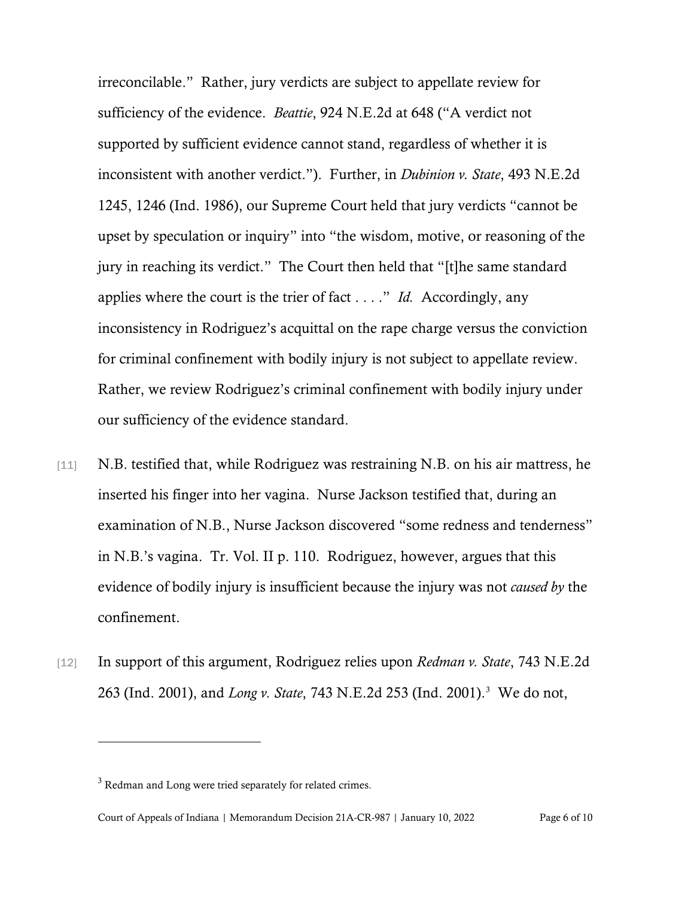irreconcilable." Rather, jury verdicts are subject to appellate review for sufficiency of the evidence. *Beattie*, 924 N.E.2d at 648 ("A verdict not supported by sufficient evidence cannot stand, regardless of whether it is inconsistent with another verdict."). Further, in *Dubinion v. State*, 493 N.E.2d 1245, 1246 (Ind. 1986), our Supreme Court held that jury verdicts "cannot be upset by speculation or inquiry" into "the wisdom, motive, or reasoning of the jury in reaching its verdict." The Court then held that "[t]he same standard applies where the court is the trier of fact . . . ." *Id.* Accordingly, any inconsistency in Rodriguez's acquittal on the rape charge versus the conviction for criminal confinement with bodily injury is not subject to appellate review. Rather, we review Rodriguez's criminal confinement with bodily injury under our sufficiency of the evidence standard.

[11] N.B. testified that, while Rodriguez was restraining N.B. on his air mattress, he inserted his finger into her vagina. Nurse Jackson testified that, during an examination of N.B., Nurse Jackson discovered "some redness and tenderness" in N.B.'s vagina. Tr. Vol. II p. 110. Rodriguez, however, argues that this evidence of bodily injury is insufficient because the injury was not *caused by* the confinement.

[12] In support of this argument, Rodriguez relies upon *Redman v. State*, 743 N.E.2d 263 (Ind. 2001), and *Long v. State*, 743 N.E.2d 253 (Ind. 2001).[3] We do not,

---

[3] Redman and Long were tried separately for related crimes.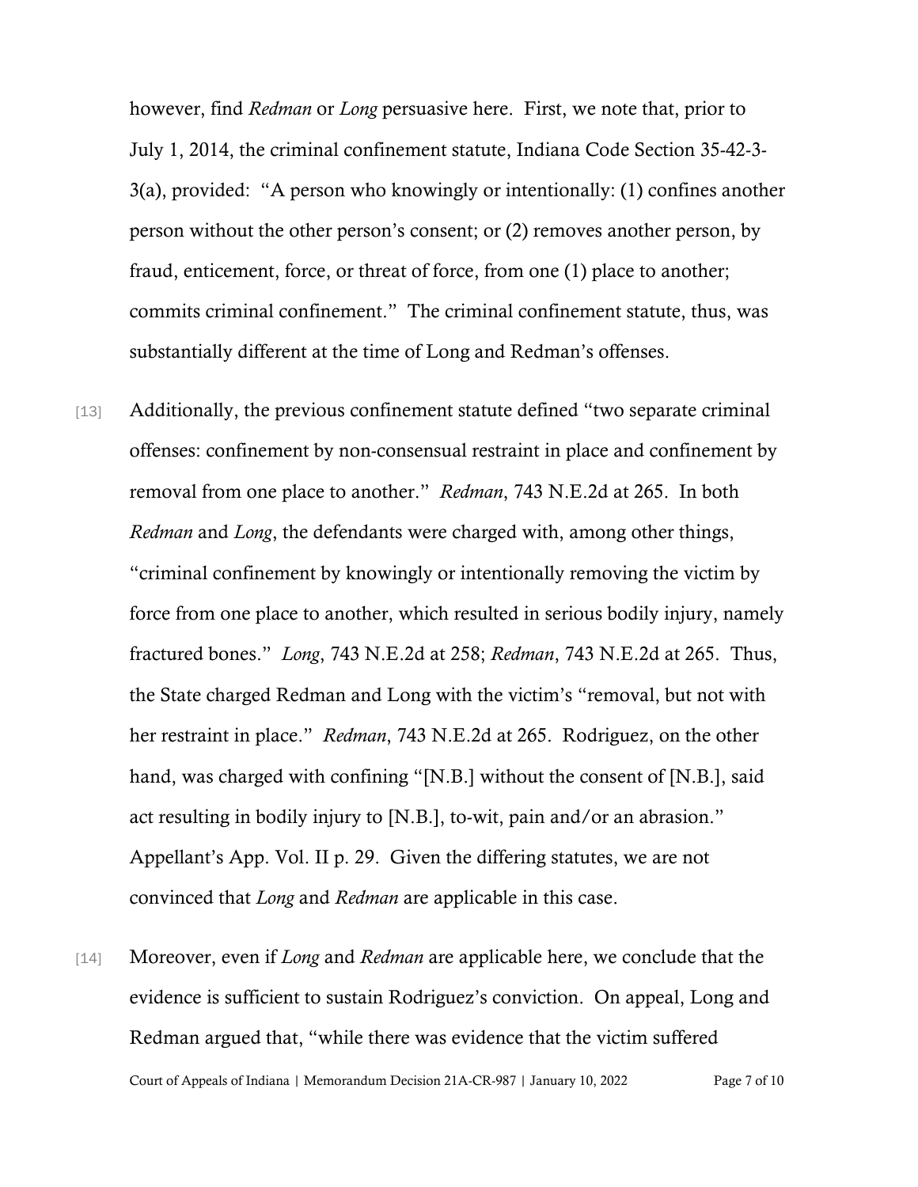however, find *Redman* or *Long* persuasive here. First, we note that, prior to July 1, 2014, the criminal confinement statute, Indiana Code Section 35-42-3-3(a), provided: "A person who knowingly or intentionally: (1) confines another person without the other person's consent; or (2) removes another person, by fraud, enticement, force, or threat of force, from one (1) place to another; commits criminal confinement." The criminal confinement statute, thus, was substantially different at the time of Long and Redman's offenses.

[13] Additionally, the previous confinement statute defined "two separate criminal offenses: confinement by non-consensual restraint in place and confinement by removal from one place to another." *Redman*, 743 N.E.2d at 265. In both *Redman* and *Long*, the defendants were charged with, among other things, "criminal confinement by knowingly or intentionally removing the victim by force from one place to another, which resulted in serious bodily injury, namely fractured bones." *Long*, 743 N.E.2d at 258; *Redman*, 743 N.E.2d at 265. Thus, the State charged Redman and Long with the victim's "removal, but not with her restraint in place." *Redman*, 743 N.E.2d at 265. Rodriguez, on the other hand, was charged with confining "[N.B.] without the consent of [N.B.], said act resulting in bodily injury to [N.B.], to-wit, pain and/or an abrasion." Appellant's App. Vol. II p. 29. Given the differing statutes, we are not convinced that *Long* and *Redman* are applicable in this case.

[14] Moreover, even if *Long* and *Redman* are applicable here, we conclude that the evidence is sufficient to sustain Rodriguez's conviction. On appeal, Long and Redman argued that, "while there was evidence that the victim suffered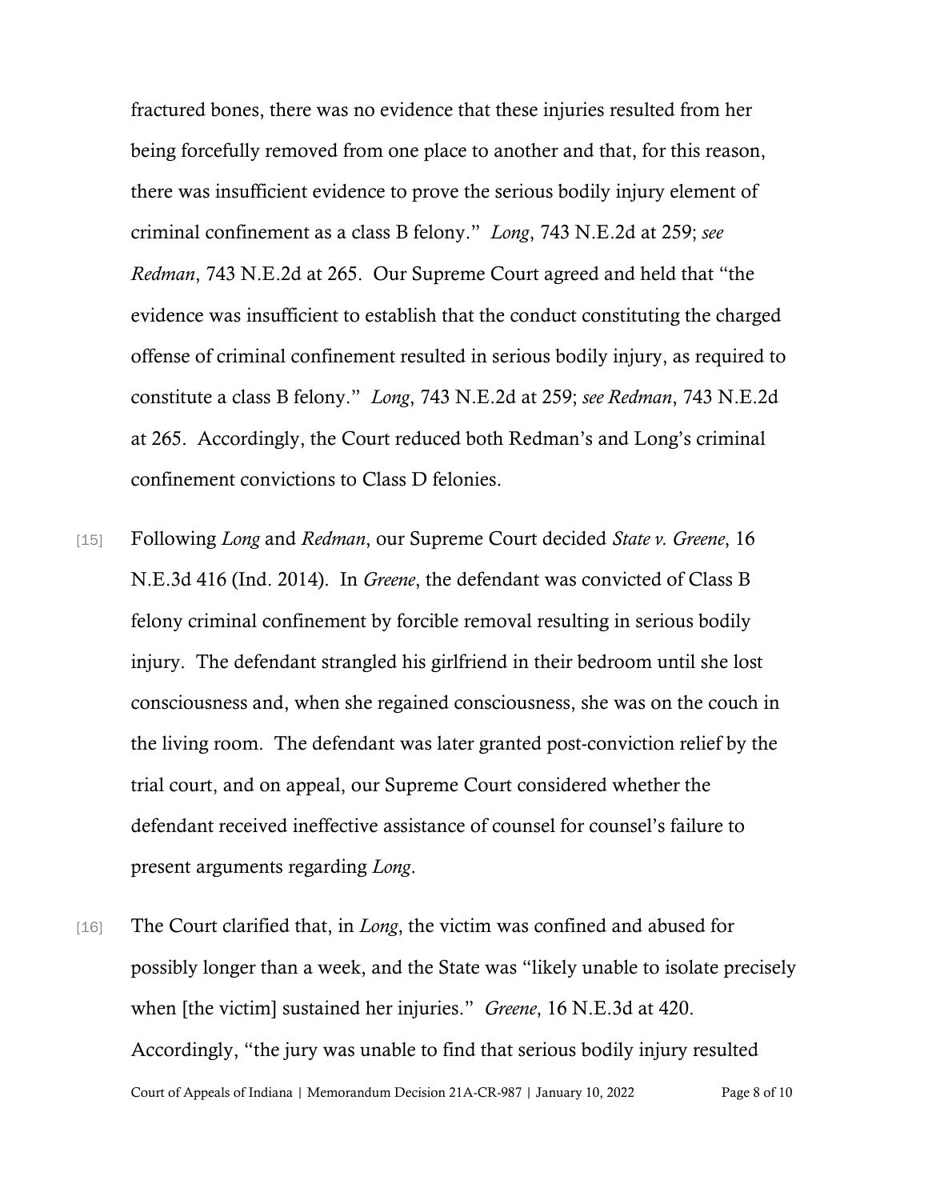fractured bones, there was no evidence that these injuries resulted from her being forcefully removed from one place to another and that, for this reason, there was insufficient evidence to prove the serious bodily injury element of criminal confinement as a class B felony." *Long*, 743 N.E.2d at 259; *see Redman*, 743 N.E.2d at 265. Our Supreme Court agreed and held that "the evidence was insufficient to establish that the conduct constituting the charged offense of criminal confinement resulted in serious bodily injury, as required to constitute a class B felony." *Long*, 743 N.E.2d at 259; *see Redman*, 743 N.E.2d at 265. Accordingly, the Court reduced both Redman's and Long's criminal confinement convictions to Class D felonies.

[15] Following *Long* and *Redman*, our Supreme Court decided *State v. Greene*, 16 N.E.3d 416 (Ind. 2014). In *Greene*, the defendant was convicted of Class B felony criminal confinement by forcible removal resulting in serious bodily injury. The defendant strangled his girlfriend in their bedroom until she lost consciousness and, when she regained consciousness, she was on the couch in the living room. The defendant was later granted post-conviction relief by the trial court, and on appeal, our Supreme Court considered whether the defendant received ineffective assistance of counsel for counsel's failure to present arguments regarding *Long*.

[16] The Court clarified that, in *Long*, the victim was confined and abused for possibly longer than a week, and the State was "likely unable to isolate precisely when [the victim] sustained her injuries." *Greene*, 16 N.E.3d at 420. Accordingly, "the jury was unable to find that serious bodily injury resulted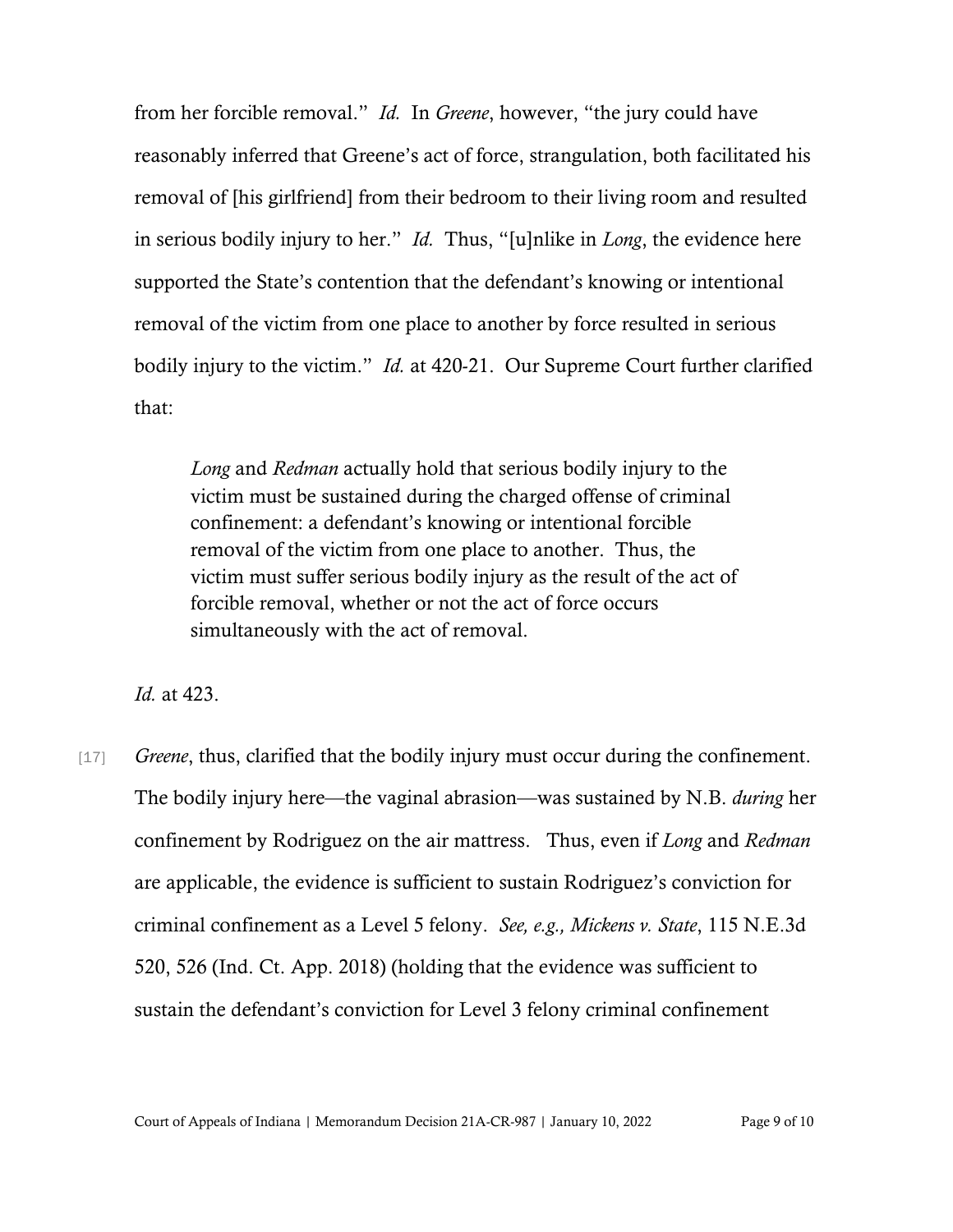from her forcible removal." *Id.* In *Greene*, however, "the jury could have reasonably inferred that Greene's act of force, strangulation, both facilitated his removal of [his girlfriend] from their bedroom to their living room and resulted in serious bodily injury to her." *Id.* Thus, "[u]nlike in *Long*, the evidence here supported the State's contention that the defendant's knowing or intentional removal of the victim from one place to another by force resulted in serious bodily injury to the victim." *Id.* at 420-21. Our Supreme Court further clarified that:

> *Long* and *Redman* actually hold that serious bodily injury to the victim must be sustained during the charged offense of criminal confinement: a defendant's knowing or intentional forcible removal of the victim from one place to another. Thus, the victim must suffer serious bodily injury as the result of the act of forcible removal, whether or not the act of force occurs simultaneously with the act of removal.

*Id.* at 423.

[17] *Greene*, thus, clarified that the bodily injury must occur during the confinement. The bodily injury here—the vaginal abrasion—was sustained by N.B. *during* her confinement by Rodriguez on the air mattress. Thus, even if *Long* and *Redman* are applicable, the evidence is sufficient to sustain Rodriguez's conviction for criminal confinement as a Level 5 felony. *See, e.g., Mickens v. State*, 115 N.E.3d 520, 526 (Ind. Ct. App. 2018) (holding that the evidence was sufficient to sustain the defendant's conviction for Level 3 felony criminal confinement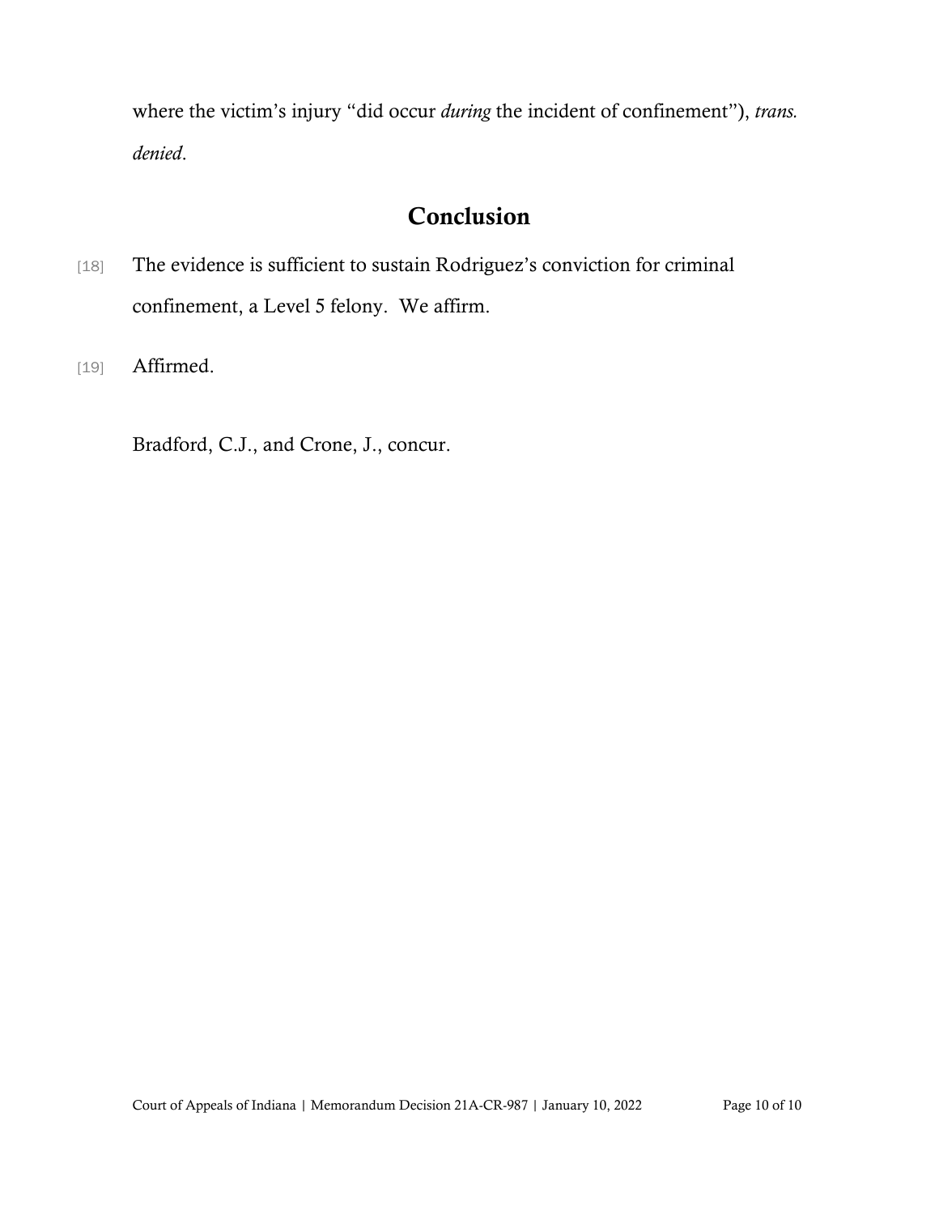where the victim's injury "did occur *during* the incident of confinement"), *trans. denied*.

## Conclusion

[18] The evidence is sufficient to sustain Rodriguez's conviction for criminal confinement, a Level 5 felony. We affirm.

[19] Affirmed.

Bradford, C.J., and Crone, J., concur.